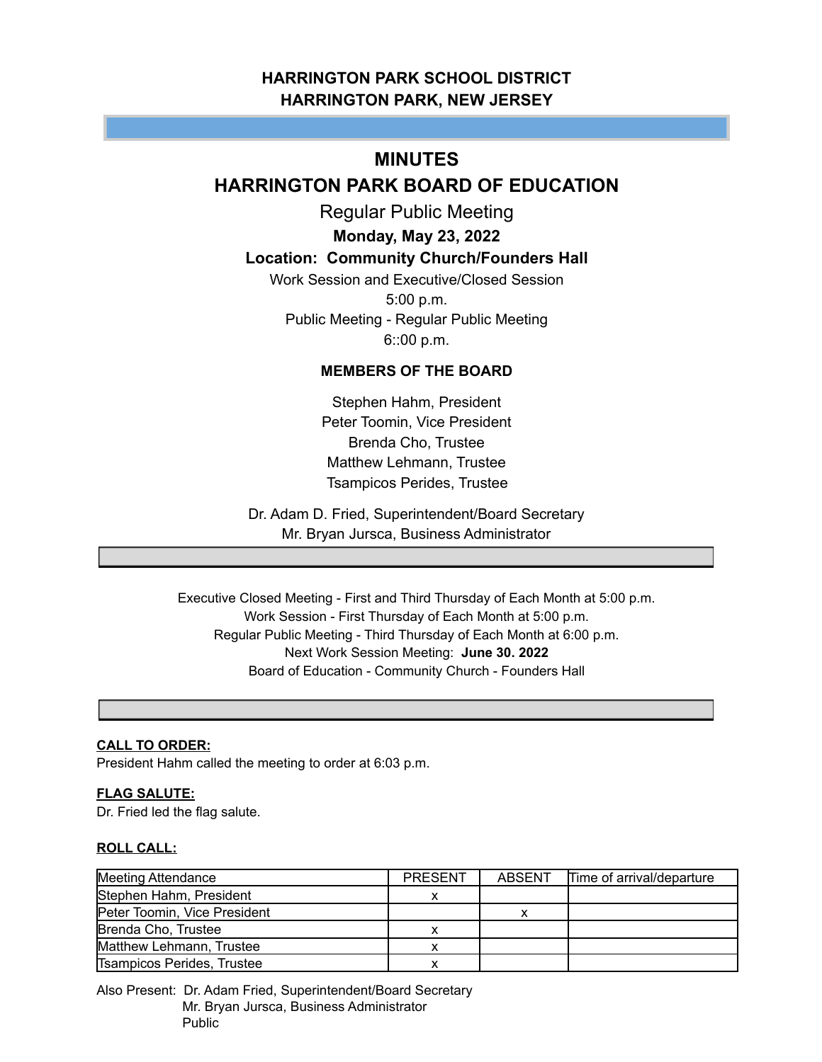## HARRINGTON PARK SCHOOL DISTRICT
## HARRINGTON PARK, NEW JERSEY

# MINUTES
# HARRINGTON PARK BOARD OF EDUCATION

Regular Public Meeting

**Monday, May 23, 2022**

**Location: Community Church/Founders Hall**

Work Session and Executive/Closed Session
5:00 p.m.
Public Meeting - Regular Public Meeting
6::00 p.m.

**MEMBERS OF THE BOARD**

Stephen Hahm, President
Peter Toomin, Vice President
Brenda Cho, Trustee
Matthew Lehmann, Trustee
Tsampicos Perides, Trustee

Dr. Adam D. Fried, Superintendent/Board Secretary
Mr. Bryan Jursca, Business Administrator

Executive Closed Meeting - First and Third Thursday of Each Month at 5:00 p.m.
Work Session - First Thursday of Each Month at 5:00 p.m.
Regular Public Meeting - Third Thursday of Each Month at 6:00 p.m.
Next Work Session Meeting: **June 30. 2022**
Board of Education - Community Church - Founders Hall

**CALL TO ORDER:**
President Hahm called the meeting to order at 6:03 p.m.

**FLAG SALUTE:**
Dr. Fried led the flag salute.

**ROLL CALL:**

| Meeting Attendance | PRESENT | ABSENT | Time of arrival/departure |
|---|---|---|---|
| Stephen Hahm, President | x | | |
| Peter Toomin, Vice President | | x | |
| Brenda Cho, Trustee | x | | |
| Matthew Lehmann, Trustee | x | | |
| Tsampicos Perides, Trustee | x | | |

Also Present: Dr. Adam Fried, Superintendent/Board Secretary
Mr. Bryan Jursca, Business Administrator
Public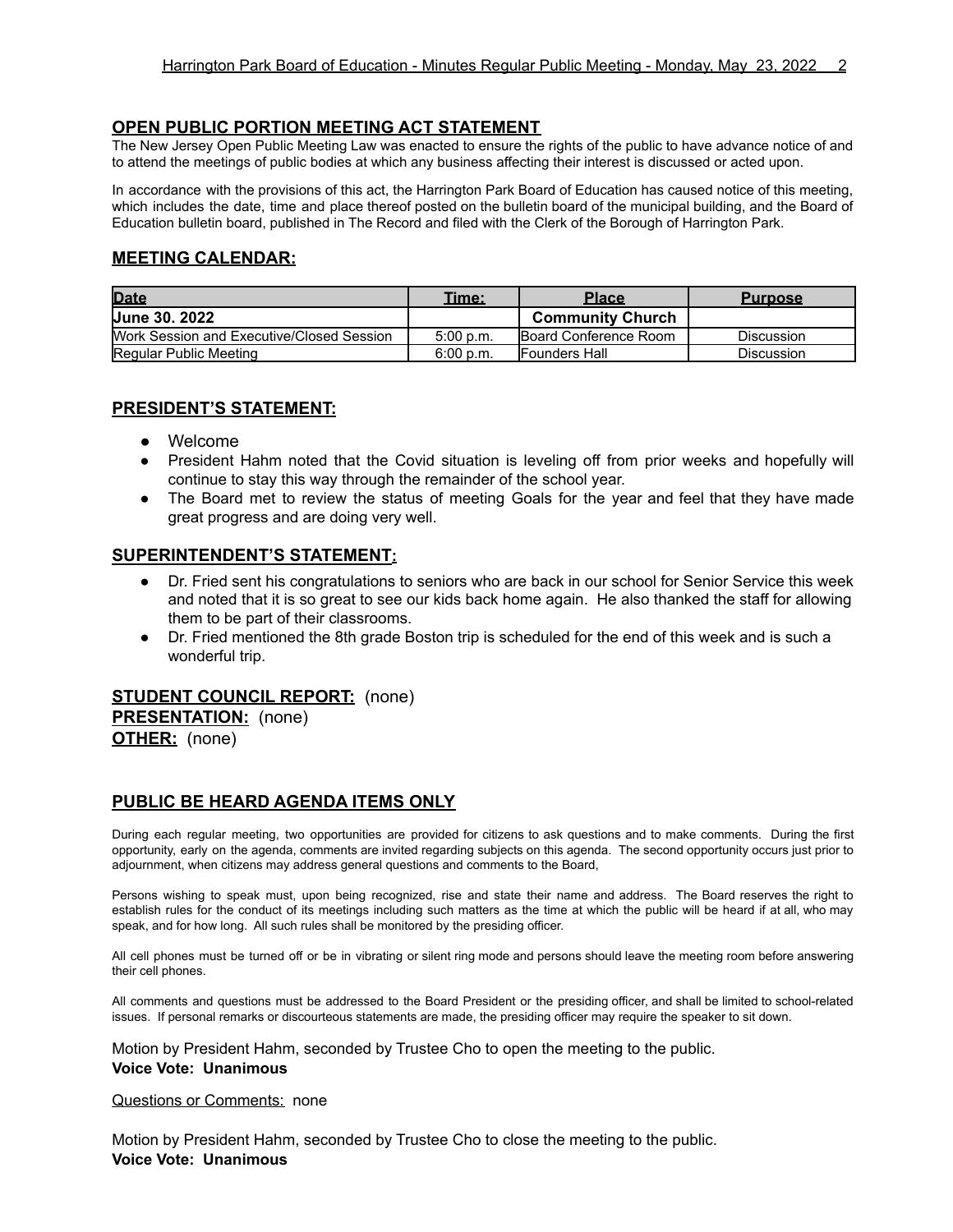## OPEN PUBLIC PORTION MEETING ACT STATEMENT

The New Jersey Open Public Meeting Law was enacted to ensure the rights of the public to have advance notice of and to attend the meetings of public bodies at which any business affecting their interest is discussed or acted upon.

In accordance with the provisions of this act, the Harrington Park Board of Education has caused notice of this meeting, which includes the date, time and place thereof posted on the bulletin board of the municipal building, and the Board of Education bulletin board, published in The Record and filed with the Clerk of the Borough of Harrington Park.

## MEETING CALENDAR:

| Date | Time: | Place | Purpose |
|---|---|---|---|
| **June 30. 2022** | | **Community Church** | |
| Work Session and Executive/Closed Session | 5:00 p.m. | Board Conference Room | Discussion |
| Regular Public Meeting | 6:00 p.m. | Founders Hall | Discussion |

## PRESIDENT'S STATEMENT:

- Welcome
- President Hahm noted that the Covid situation is leveling off from prior weeks and hopefully will continue to stay this way through the remainder of the school year.
- The Board met to review the status of meeting Goals for the year and feel that they have made great progress and are doing very well.

## SUPERINTENDENT'S STATEMENT:

- Dr. Fried sent his congratulations to seniors who are back in our school for Senior Service this week and noted that it is so great to see our kids back home again. He also thanked the staff for allowing them to be part of their classrooms.
- Dr. Fried mentioned the 8th grade Boston trip is scheduled for the end of this week and is such a wonderful trip.

**STUDENT COUNCIL REPORT:** (none)
**PRESENTATION:** (none)
**OTHER:** (none)

## PUBLIC BE HEARD AGENDA ITEMS ONLY

During each regular meeting, two opportunities are provided for citizens to ask questions and to make comments. During the first opportunity, early on the agenda, comments are invited regarding subjects on this agenda. The second opportunity occurs just prior to adjournment, when citizens may address general questions and comments to the Board,

Persons wishing to speak must, upon being recognized, rise and state their name and address. The Board reserves the right to establish rules for the conduct of its meetings including such matters as the time at which the public will be heard if at all, who may speak, and for how long. All such rules shall be monitored by the presiding officer.

All cell phones must be turned off or be in vibrating or silent ring mode and persons should leave the meeting room before answering their cell phones.

All comments and questions must be addressed to the Board President or the presiding officer, and shall be limited to school-related issues. If personal remarks or discourteous statements are made, the presiding officer may require the speaker to sit down.

Motion by President Hahm, seconded by Trustee Cho to open the meeting to the public.
**Voice Vote: Unanimous**

Questions or Comments: none

Motion by President Hahm, seconded by Trustee Cho to close the meeting to the public.
**Voice Vote: Unanimous**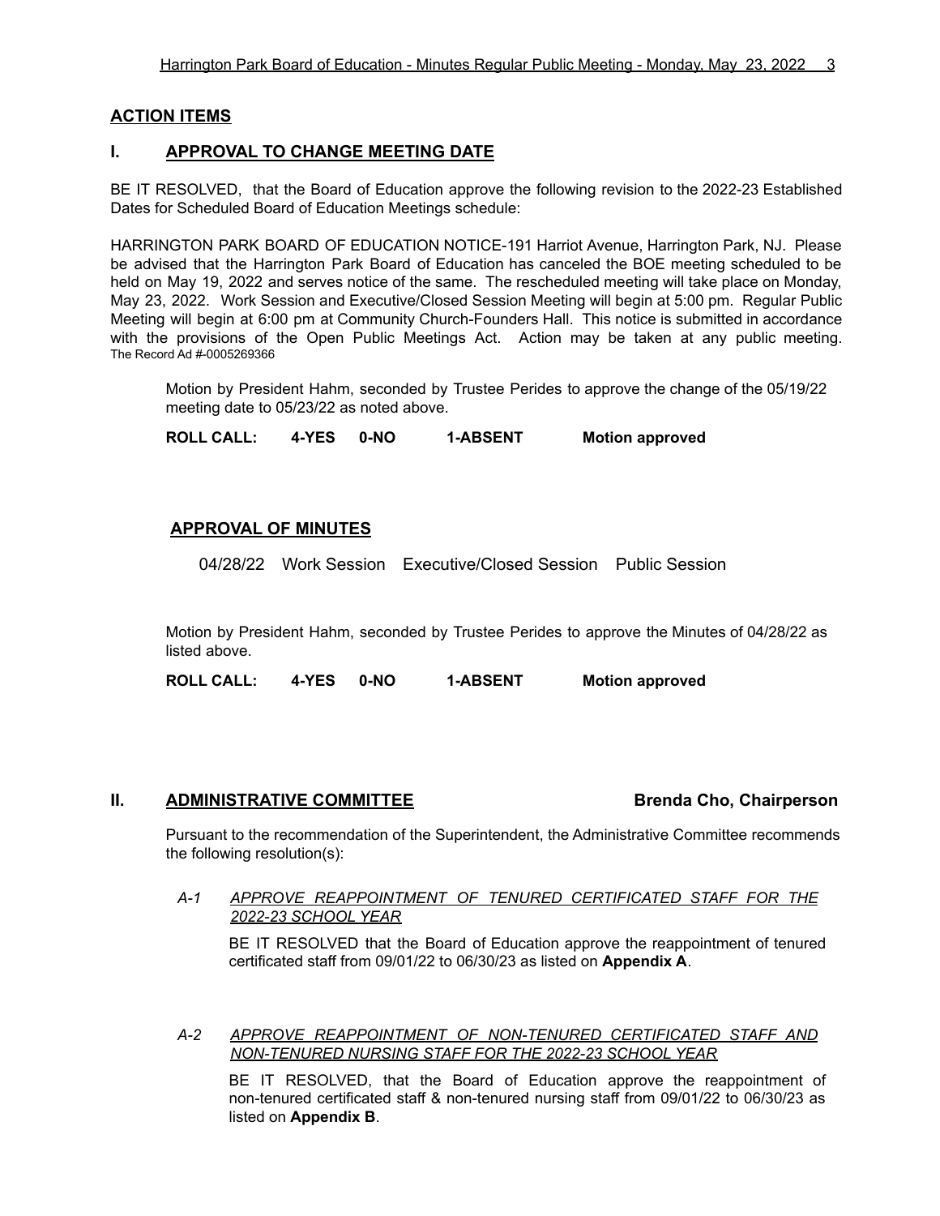## ACTION ITEMS

## I. APPROVAL TO CHANGE MEETING DATE

BE IT RESOLVED, that the Board of Education approve the following revision to the 2022-23 Established Dates for Scheduled Board of Education Meetings schedule:

HARRINGTON PARK BOARD OF EDUCATION NOTICE-191 Harriot Avenue, Harrington Park, NJ. Please be advised that the Harrington Park Board of Education has canceled the BOE meeting scheduled to be held on May 19, 2022 and serves notice of the same. The rescheduled meeting will take place on Monday, May 23, 2022. Work Session and Executive/Closed Session Meeting will begin at 5:00 pm. Regular Public Meeting will begin at 6:00 pm at Community Church-Founders Hall. This notice is submitted in accordance with the provisions of the Open Public Meetings Act. Action may be taken at any public meeting. The Record Ad #-0005269366

Motion by President Hahm, seconded by Trustee Perides to approve the change of the 05/19/22 meeting date to 05/23/22 as noted above.

**ROLL CALL: 4-YES 0-NO 1-ABSENT Motion approved**

## APPROVAL OF MINUTES

04/28/22 Work Session Executive/Closed Session Public Session

Motion by President Hahm, seconded by Trustee Perides to approve the Minutes of 04/28/22 as listed above.

**ROLL CALL: 4-YES 0-NO 1-ABSENT Motion approved**

## II. ADMINISTRATIVE COMMITTEE **Brenda Cho, Chairperson**

Pursuant to the recommendation of the Superintendent, the Administrative Committee recommends the following resolution(s):

*A-1 APPROVE REAPPOINTMENT OF TENURED CERTIFICATED STAFF FOR THE 2022-23 SCHOOL YEAR*

BE IT RESOLVED that the Board of Education approve the reappointment of tenured certificated staff from 09/01/22 to 06/30/23 as listed on **Appendix A**.

*A-2 APPROVE REAPPOINTMENT OF NON-TENURED CERTIFICATED STAFF AND NON-TENURED NURSING STAFF FOR THE 2022-23 SCHOOL YEAR*

BE IT RESOLVED, that the Board of Education approve the reappointment of non-tenured certificated staff & non-tenured nursing staff from 09/01/22 to 06/30/23 as listed on **Appendix B**.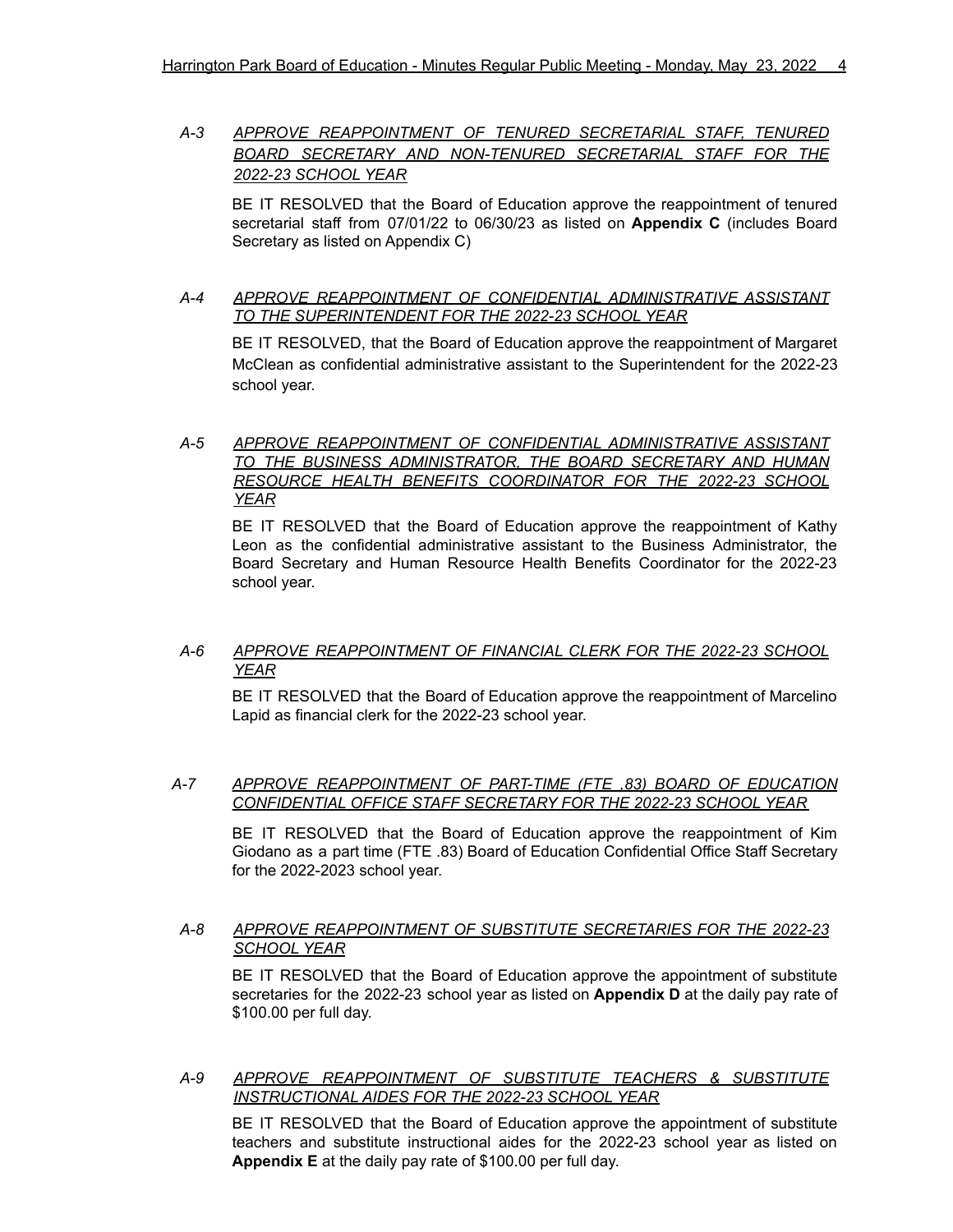*A-3* ***APPROVE REAPPOINTMENT OF TENURED SECRETARIAL STAFF, TENURED BOARD SECRETARY AND NON-TENURED SECRETARIAL STAFF FOR THE 2022-23 SCHOOL YEAR***

BE IT RESOLVED that the Board of Education approve the reappointment of tenured secretarial staff from 07/01/22 to 06/30/23 as listed on **Appendix C** (includes Board Secretary as listed on Appendix C)

*A-4* ***APPROVE REAPPOINTMENT OF CONFIDENTIAL ADMINISTRATIVE ASSISTANT TO THE SUPERINTENDENT FOR THE 2022-23 SCHOOL YEAR***

BE IT RESOLVED, that the Board of Education approve the reappointment of Margaret McClean as confidential administrative assistant to the Superintendent for the 2022-23 school year.

*A-5* ***APPROVE REAPPOINTMENT OF CONFIDENTIAL ADMINISTRATIVE ASSISTANT TO THE BUSINESS ADMINISTRATOR, THE BOARD SECRETARY AND HUMAN RESOURCE HEALTH BENEFITS COORDINATOR FOR THE 2022-23 SCHOOL YEAR***

BE IT RESOLVED that the Board of Education approve the reappointment of Kathy Leon as the confidential administrative assistant to the Business Administrator, the Board Secretary and Human Resource Health Benefits Coordinator for the 2022-23 school year.

*A-6* ***APPROVE REAPPOINTMENT OF FINANCIAL CLERK FOR THE 2022-23 SCHOOL YEAR***

BE IT RESOLVED that the Board of Education approve the reappointment of Marcelino Lapid as financial clerk for the 2022-23 school year.

*A-7* ***APPROVE REAPPOINTMENT OF PART-TIME (FTE .83) BOARD OF EDUCATION CONFIDENTIAL OFFICE STAFF SECRETARY FOR THE 2022-23 SCHOOL YEAR***

BE IT RESOLVED that the Board of Education approve the reappointment of Kim Giodano as a part time (FTE .83) Board of Education Confidential Office Staff Secretary for the 2022-2023 school year.

*A-8* ***APPROVE REAPPOINTMENT OF SUBSTITUTE SECRETARIES FOR THE 2022-23 SCHOOL YEAR***

BE IT RESOLVED that the Board of Education approve the appointment of substitute secretaries for the 2022-23 school year as listed on **Appendix D** at the daily pay rate of $100.00 per full day.

*A-9* ***APPROVE REAPPOINTMENT OF SUBSTITUTE TEACHERS & SUBSTITUTE INSTRUCTIONAL AIDES FOR THE 2022-23 SCHOOL YEAR***

BE IT RESOLVED that the Board of Education approve the appointment of substitute teachers and substitute instructional aides for the 2022-23 school year as listed on **Appendix E** at the daily pay rate of $100.00 per full day.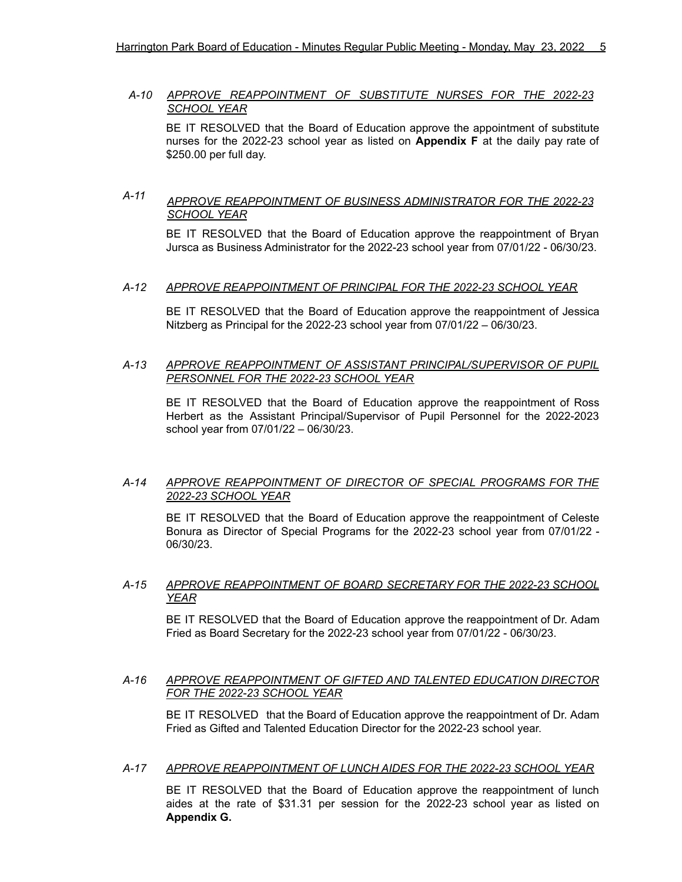*A-10* ***APPROVE REAPPOINTMENT OF SUBSTITUTE NURSES FOR THE 2022-23 SCHOOL YEAR***

BE IT RESOLVED that the Board of Education approve the appointment of substitute nurses for the 2022-23 school year as listed on **Appendix F** at the daily pay rate of $250.00 per full day.

*A-11* ***APPROVE REAPPOINTMENT OF BUSINESS ADMINISTRATOR FOR THE 2022-23 SCHOOL YEAR***

BE IT RESOLVED that the Board of Education approve the reappointment of Bryan Jursca as Business Administrator for the 2022-23 school year from 07/01/22 - 06/30/23.

*A-12* ***APPROVE REAPPOINTMENT OF PRINCIPAL FOR THE 2022-23 SCHOOL YEAR***

BE IT RESOLVED that the Board of Education approve the reappointment of Jessica Nitzberg as Principal for the 2022-23 school year from 07/01/22 – 06/30/23.

*A-13* ***APPROVE REAPPOINTMENT OF ASSISTANT PRINCIPAL/SUPERVISOR OF PUPIL PERSONNEL FOR THE 2022-23 SCHOOL YEAR***

BE IT RESOLVED that the Board of Education approve the reappointment of Ross Herbert as the Assistant Principal/Supervisor of Pupil Personnel for the 2022-2023 school year from 07/01/22 – 06/30/23.

*A-14* ***APPROVE REAPPOINTMENT OF DIRECTOR OF SPECIAL PROGRAMS FOR THE 2022-23 SCHOOL YEAR***

BE IT RESOLVED that the Board of Education approve the reappointment of Celeste Bonura as Director of Special Programs for the 2022-23 school year from 07/01/22 - 06/30/23.

*A-15* ***APPROVE REAPPOINTMENT OF BOARD SECRETARY FOR THE 2022-23 SCHOOL YEAR***

BE IT RESOLVED that the Board of Education approve the reappointment of Dr. Adam Fried as Board Secretary for the 2022-23 school year from 07/01/22 - 06/30/23.

*A-16* ***APPROVE REAPPOINTMENT OF GIFTED AND TALENTED EDUCATION DIRECTOR FOR THE 2022-23 SCHOOL YEAR***

BE IT RESOLVED that the Board of Education approve the reappointment of Dr. Adam Fried as Gifted and Talented Education Director for the 2022-23 school year.

*A-17* ***APPROVE REAPPOINTMENT OF LUNCH AIDES FOR THE 2022-23 SCHOOL YEAR***

BE IT RESOLVED that the Board of Education approve the reappointment of lunch aides at the rate of $31.31 per session for the 2022-23 school year as listed on **Appendix G.**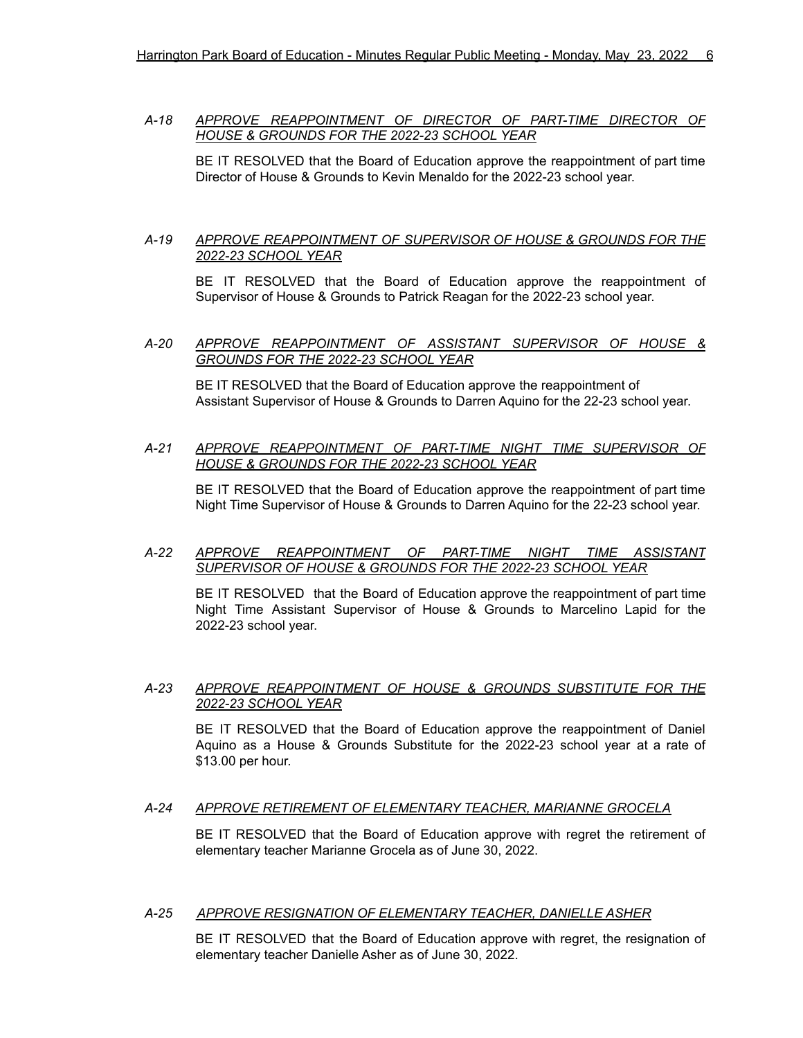*A-18* ***APPROVE REAPPOINTMENT OF DIRECTOR OF PART-TIME DIRECTOR OF HOUSE & GROUNDS FOR THE 2022-23 SCHOOL YEAR***

BE IT RESOLVED that the Board of Education approve the reappointment of part time Director of House & Grounds to Kevin Menaldo for the 2022-23 school year.

*A-19* ***APPROVE REAPPOINTMENT OF SUPERVISOR OF HOUSE & GROUNDS FOR THE 2022-23 SCHOOL YEAR***

BE IT RESOLVED that the Board of Education approve the reappointment of Supervisor of House & Grounds to Patrick Reagan for the 2022-23 school year.

*A-20* ***APPROVE REAPPOINTMENT OF ASSISTANT SUPERVISOR OF HOUSE & GROUNDS FOR THE 2022-23 SCHOOL YEAR***

BE IT RESOLVED that the Board of Education approve the reappointment of Assistant Supervisor of House & Grounds to Darren Aquino for the 22-23 school year.

*A-21* ***APPROVE REAPPOINTMENT OF PART-TIME NIGHT TIME SUPERVISOR OF HOUSE & GROUNDS FOR THE 2022-23 SCHOOL YEAR***

BE IT RESOLVED that the Board of Education approve the reappointment of part time Night Time Supervisor of House & Grounds to Darren Aquino for the 22-23 school year.

*A-22* ***APPROVE REAPPOINTMENT OF PART-TIME NIGHT TIME ASSISTANT SUPERVISOR OF HOUSE & GROUNDS FOR THE 2022-23 SCHOOL YEAR***

BE IT RESOLVED that the Board of Education approve the reappointment of part time Night Time Assistant Supervisor of House & Grounds to Marcelino Lapid for the 2022-23 school year.

*A-23* ***APPROVE REAPPOINTMENT OF HOUSE & GROUNDS SUBSTITUTE FOR THE 2022-23 SCHOOL YEAR***

BE IT RESOLVED that the Board of Education approve the reappointment of Daniel Aquino as a House & Grounds Substitute for the 2022-23 school year at a rate of $13.00 per hour.

*A-24* ***APPROVE RETIREMENT OF ELEMENTARY TEACHER, MARIANNE GROCELA***

BE IT RESOLVED that the Board of Education approve with regret the retirement of elementary teacher Marianne Grocela as of June 30, 2022.

*A-25* ***APPROVE RESIGNATION OF ELEMENTARY TEACHER, DANIELLE ASHER***

BE IT RESOLVED that the Board of Education approve with regret, the resignation of elementary teacher Danielle Asher as of June 30, 2022.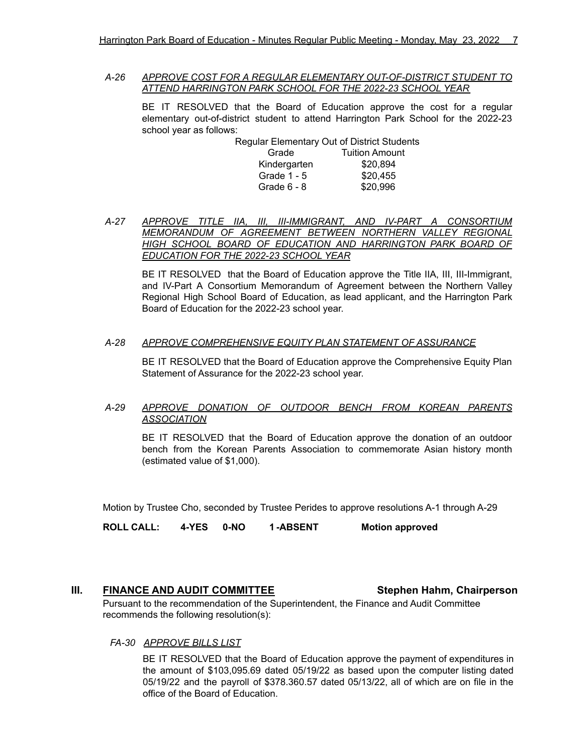*A-26* ***APPROVE COST FOR A REGULAR ELEMENTARY OUT-OF-DISTRICT STUDENT TO ATTEND HARRINGTON PARK SCHOOL FOR THE 2022-23 SCHOOL YEAR***

BE IT RESOLVED that the Board of Education approve the cost for a regular elementary out-of-district student to attend Harrington Park School for the 2022-23 school year as follows:

Regular Elementary Out of District Students

| Grade | Tuition Amount |
|---|---|
| Kindergarten | $20,894 |
| Grade 1 - 5 | $20,455 |
| Grade 6 - 8 | $20,996 |

*A-27* ***APPROVE TITLE IIA, III, III-IMMIGRANT, AND IV-PART A CONSORTIUM MEMORANDUM OF AGREEMENT BETWEEN NORTHERN VALLEY REGIONAL HIGH SCHOOL BOARD OF EDUCATION AND HARRINGTON PARK BOARD OF EDUCATION FOR THE 2022-23 SCHOOL YEAR***

BE IT RESOLVED that the Board of Education approve the Title IIA, III, III-Immigrant, and IV-Part A Consortium Memorandum of Agreement between the Northern Valley Regional High School Board of Education, as lead applicant, and the Harrington Park Board of Education for the 2022-23 school year.

*A-28* ***APPROVE COMPREHENSIVE EQUITY PLAN STATEMENT OF ASSURANCE***

BE IT RESOLVED that the Board of Education approve the Comprehensive Equity Plan Statement of Assurance for the 2022-23 school year.

*A-29* ***APPROVE DONATION OF OUTDOOR BENCH FROM KOREAN PARENTS ASSOCIATION***

BE IT RESOLVED that the Board of Education approve the donation of an outdoor bench from the Korean Parents Association to commemorate Asian history month (estimated value of $1,000).

Motion by Trustee Cho, seconded by Trustee Perides to approve resolutions A-1 through A-29

**ROLL CALL: 4-YES 0-NO 1-ABSENT Motion approved**

## III. FINANCE AND AUDIT COMMITTEE — Stephen Hahm, Chairperson

Pursuant to the recommendation of the Superintendent, the Finance and Audit Committee recommends the following resolution(s):

*FA-30* ***APPROVE BILLS LIST***

BE IT RESOLVED that the Board of Education approve the payment of expenditures in the amount of $103,095.69 dated 05/19/22 as based upon the computer listing dated 05/19/22 and the payroll of $378.360.57 dated 05/13/22, all of which are on file in the office of the Board of Education.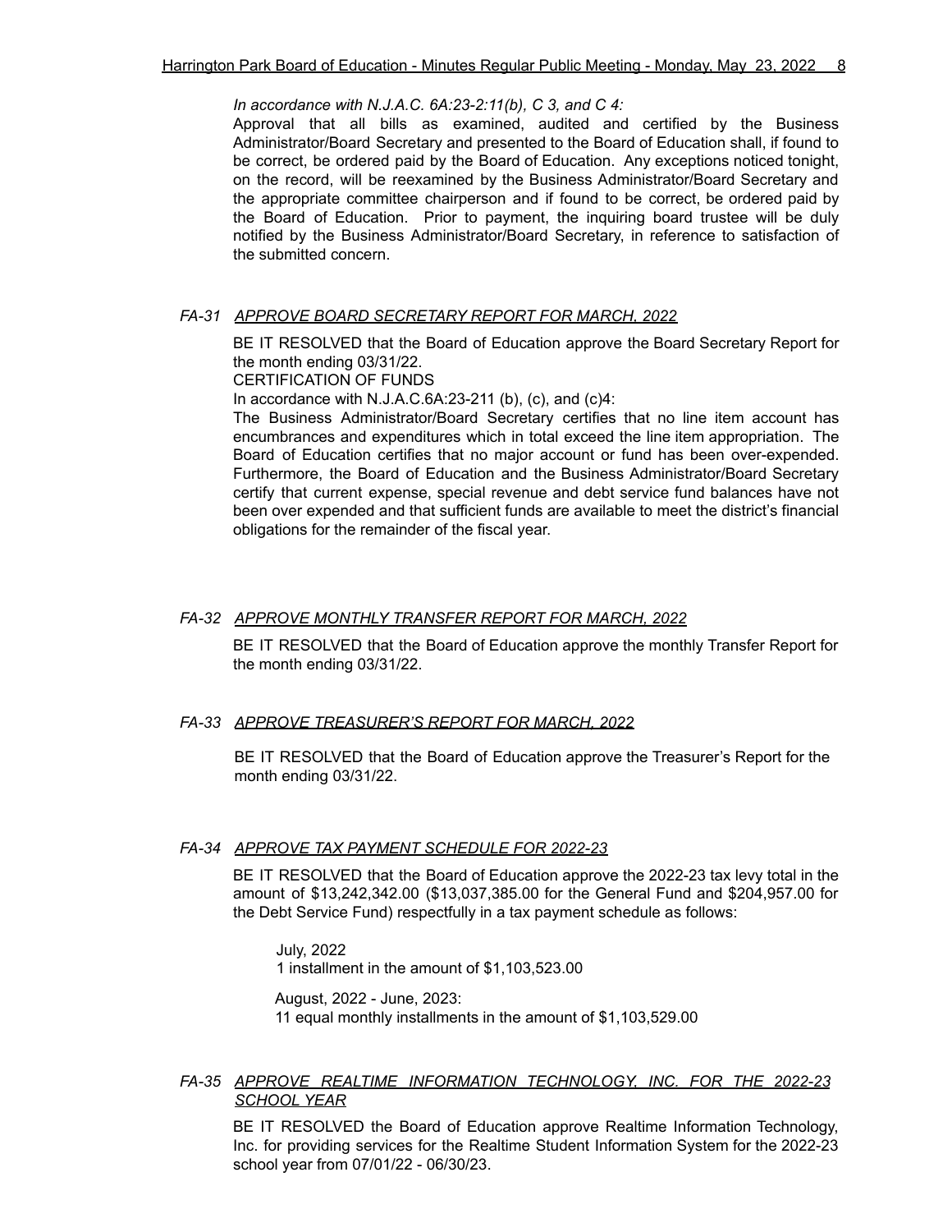*In accordance with N.J.A.C. 6A:23-2:11(b), C 3, and C 4:*

Approval that all bills as examined, audited and certified by the Business Administrator/Board Secretary and presented to the Board of Education shall, if found to be correct, be ordered paid by the Board of Education. Any exceptions noticed tonight, on the record, will be reexamined by the Business Administrator/Board Secretary and the appropriate committee chairperson and if found to be correct, be ordered paid by the Board of Education. Prior to payment, the inquiring board trustee will be duly notified by the Business Administrator/Board Secretary, in reference to satisfaction of the submitted concern.

### *FA-31 APPROVE BOARD SECRETARY REPORT FOR MARCH, 2022*

BE IT RESOLVED that the Board of Education approve the Board Secretary Report for the month ending 03/31/22.

CERTIFICATION OF FUNDS

In accordance with N.J.A.C.6A:23-211 (b), (c), and (c)4:

The Business Administrator/Board Secretary certifies that no line item account has encumbrances and expenditures which in total exceed the line item appropriation. The Board of Education certifies that no major account or fund has been over-expended. Furthermore, the Board of Education and the Business Administrator/Board Secretary certify that current expense, special revenue and debt service fund balances have not been over expended and that sufficient funds are available to meet the district's financial obligations for the remainder of the fiscal year.

### *FA-32 APPROVE MONTHLY TRANSFER REPORT FOR MARCH, 2022*

BE IT RESOLVED that the Board of Education approve the monthly Transfer Report for the month ending 03/31/22.

### *FA-33 APPROVE TREASURER'S REPORT FOR MARCH, 2022*

BE IT RESOLVED that the Board of Education approve the Treasurer's Report for the month ending 03/31/22.

### *FA-34 APPROVE TAX PAYMENT SCHEDULE FOR 2022-23*

BE IT RESOLVED that the Board of Education approve the 2022-23 tax levy total in the amount of $13,242,342.00 ($13,037,385.00 for the General Fund and $204,957.00 for the Debt Service Fund) respectfully in a tax payment schedule as follows:

July, 2022
1 installment in the amount of $1,103,523.00

August, 2022 - June, 2023:
11 equal monthly installments in the amount of $1,103,529.00

### *FA-35 APPROVE REALTIME INFORMATION TECHNOLOGY, INC. FOR THE 2022-23 SCHOOL YEAR*

BE IT RESOLVED the Board of Education approve Realtime Information Technology, Inc. for providing services for the Realtime Student Information System for the 2022-23 school year from 07/01/22 - 06/30/23.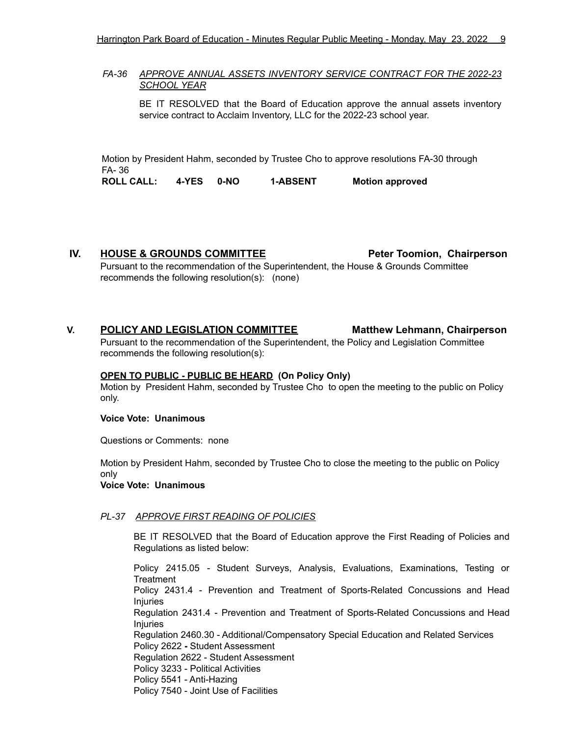*FA-36 APPROVE ANNUAL ASSETS INVENTORY SERVICE CONTRACT FOR THE 2022-23 SCHOOL YEAR*

BE IT RESOLVED that the Board of Education approve the annual assets inventory service contract to Acclaim Inventory, LLC for the 2022-23 school year.

Motion by President Hahm, seconded by Trustee Cho to approve resolutions FA-30 through FA- 36

**ROLL CALL: 4-YES 0-NO 1-ABSENT Motion approved**

## IV. HOUSE & GROUNDS COMMITTEE — Peter Toomion, Chairperson

Pursuant to the recommendation of the Superintendent, the House & Grounds Committee recommends the following resolution(s): (none)

## V. POLICY AND LEGISLATION COMMITTEE — Matthew Lehmann, Chairperson

Pursuant to the recommendation of the Superintendent, the Policy and Legislation Committee recommends the following resolution(s):

**OPEN TO PUBLIC - PUBLIC BE HEARD (On Policy Only)**

Motion by President Hahm, seconded by Trustee Cho to open the meeting to the public on Policy only.

**Voice Vote: Unanimous**

Questions or Comments: none

Motion by President Hahm, seconded by Trustee Cho to close the meeting to the public on Policy only

**Voice Vote: Unanimous**

*PL-37 APPROVE FIRST READING OF POLICIES*

BE IT RESOLVED that the Board of Education approve the First Reading of Policies and Regulations as listed below:

Policy 2415.05 - Student Surveys, Analysis, Evaluations, Examinations, Testing or Treatment
Policy 2431.4 - Prevention and Treatment of Sports-Related Concussions and Head Injuries
Regulation 2431.4 - Prevention and Treatment of Sports-Related Concussions and Head Injuries
Regulation 2460.30 - Additional/Compensatory Special Education and Related Services
Policy 2622 **-** Student Assessment
Regulation 2622 - Student Assessment
Policy 3233 - Political Activities
Policy 5541 - Anti-Hazing
Policy 7540 - Joint Use of Facilities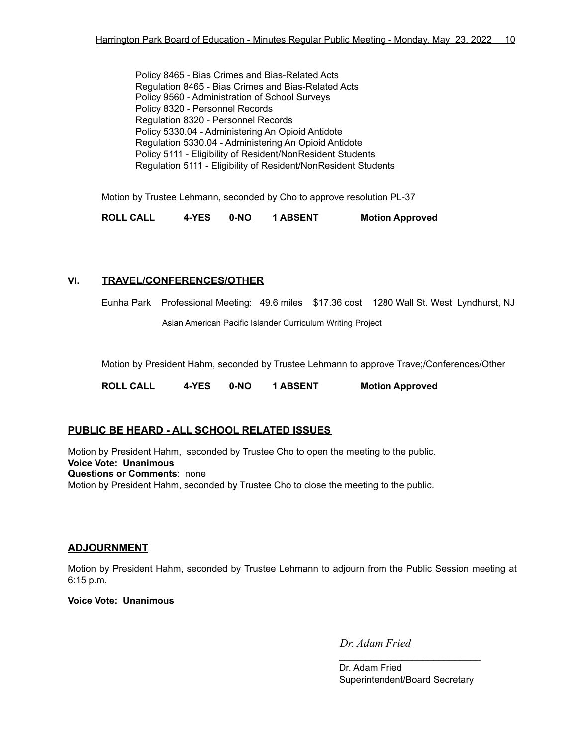Policy 8465 - Bias Crimes and Bias-Related Acts
Regulation 8465 - Bias Crimes and Bias-Related Acts
Policy 9560 - Administration of School Surveys
Policy 8320 - Personnel Records
Regulation 8320 - Personnel Records
Policy 5330.04 - Administering An Opioid Antidote
Regulation 5330.04 - Administering An Opioid Antidote
Policy 5111 - Eligibility of Resident/NonResident Students
Regulation 5111 - Eligibility of Resident/NonResident Students

Motion by Trustee Lehmann, seconded by Cho to approve resolution PL-37

**ROLL CALL 4-YES 0-NO 1 ABSENT Motion Approved**

## VI. TRAVEL/CONFERENCES/OTHER

Eunha Park Professional Meeting: 49.6 miles $17.36 cost 1280 Wall St. West Lyndhurst, NJ

Asian American Pacific Islander Curriculum Writing Project

Motion by President Hahm, seconded by Trustee Lehmann to approve Trave;/Conferences/Other

**ROLL CALL 4-YES 0-NO 1 ABSENT Motion Approved**

## PUBLIC BE HEARD - ALL SCHOOL RELATED ISSUES

Motion by President Hahm, seconded by Trustee Cho to open the meeting to the public.
**Voice Vote: Unanimous**
**Questions or Comments**: none
Motion by President Hahm, seconded by Trustee Cho to close the meeting to the public.

## ADJOURNMENT

Motion by President Hahm, seconded by Trustee Lehmann to adjourn from the Public Session meeting at 6:15 p.m.

**Voice Vote: Unanimous**

*Dr. Adam Fried*

___________________________
Dr. Adam Fried
Superintendent/Board Secretary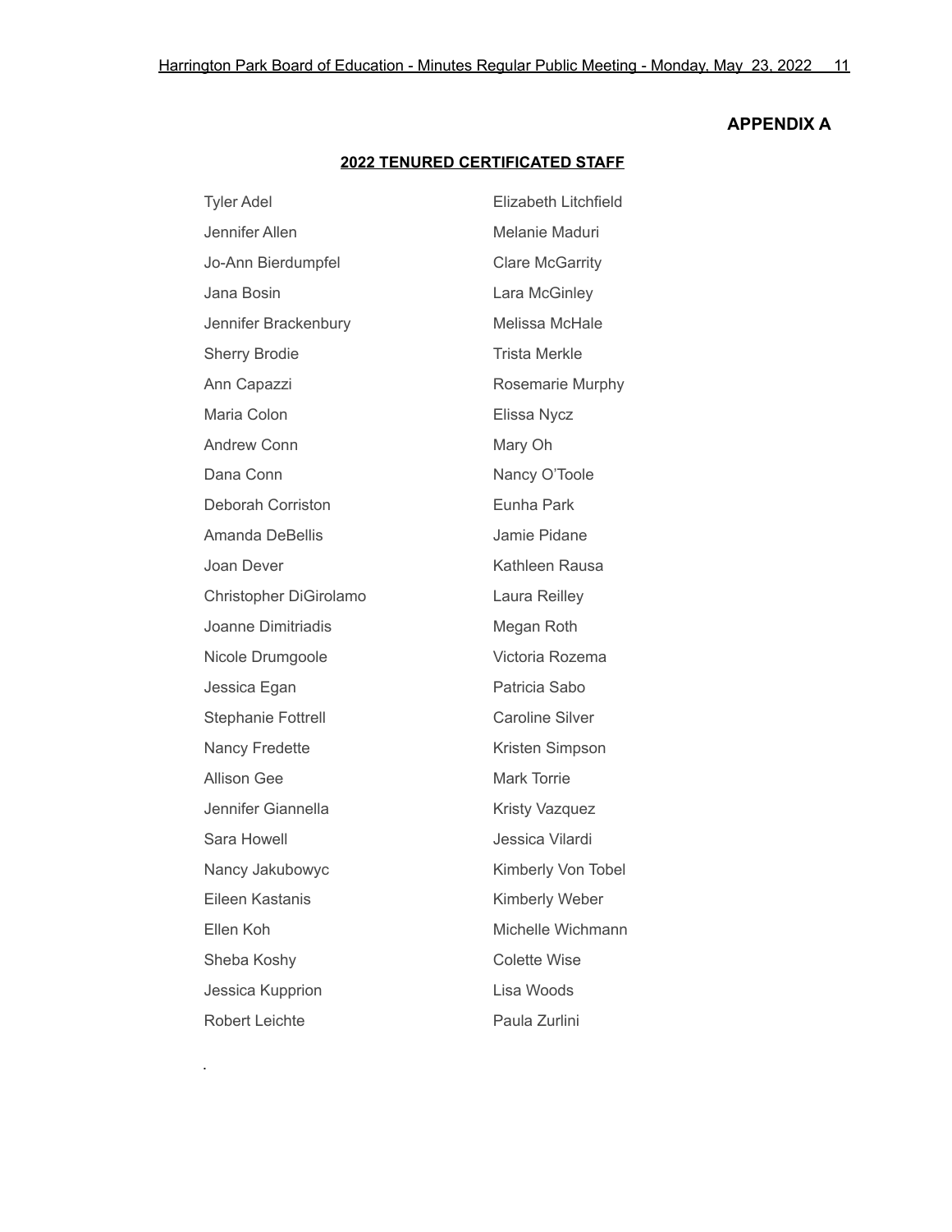## APPENDIX A

### 2022 TENURED CERTIFICATED STAFF

Tyler Adel
Jennifer Allen
Jo-Ann Bierdumpfel
Jana Bosin
Jennifer Brackenbury
Sherry Brodie
Ann Capazzi
Maria Colon
Andrew Conn
Dana Conn
Deborah Corriston
Amanda DeBellis
Joan Dever
Christopher DiGirolamo
Joanne Dimitriadis
Nicole Drumgoole
Jessica Egan
Stephanie Fottrell
Nancy Fredette
Allison Gee
Jennifer Giannella
Sara Howell
Nancy Jakubowyc
Eileen Kastanis
Ellen Koh
Sheba Koshy
Jessica Kupprion
Robert Leichte
Elizabeth Litchfield
Melanie Maduri
Clare McGarrity
Lara McGinley
Melissa McHale
Trista Merkle
Rosemarie Murphy
Elissa Nycz
Mary Oh
Nancy O'Toole
Eunha Park
Jamie Pidane
Kathleen Rausa
Laura Reilley
Megan Roth
Victoria Rozema
Patricia Sabo
Caroline Silver
Kristen Simpson
Mark Torrie
Kristy Vazquez
Jessica Vilardi
Kimberly Von Tobel
Kimberly Weber
Michelle Wichmann
Colette Wise
Lisa Woods
Paula Zurlini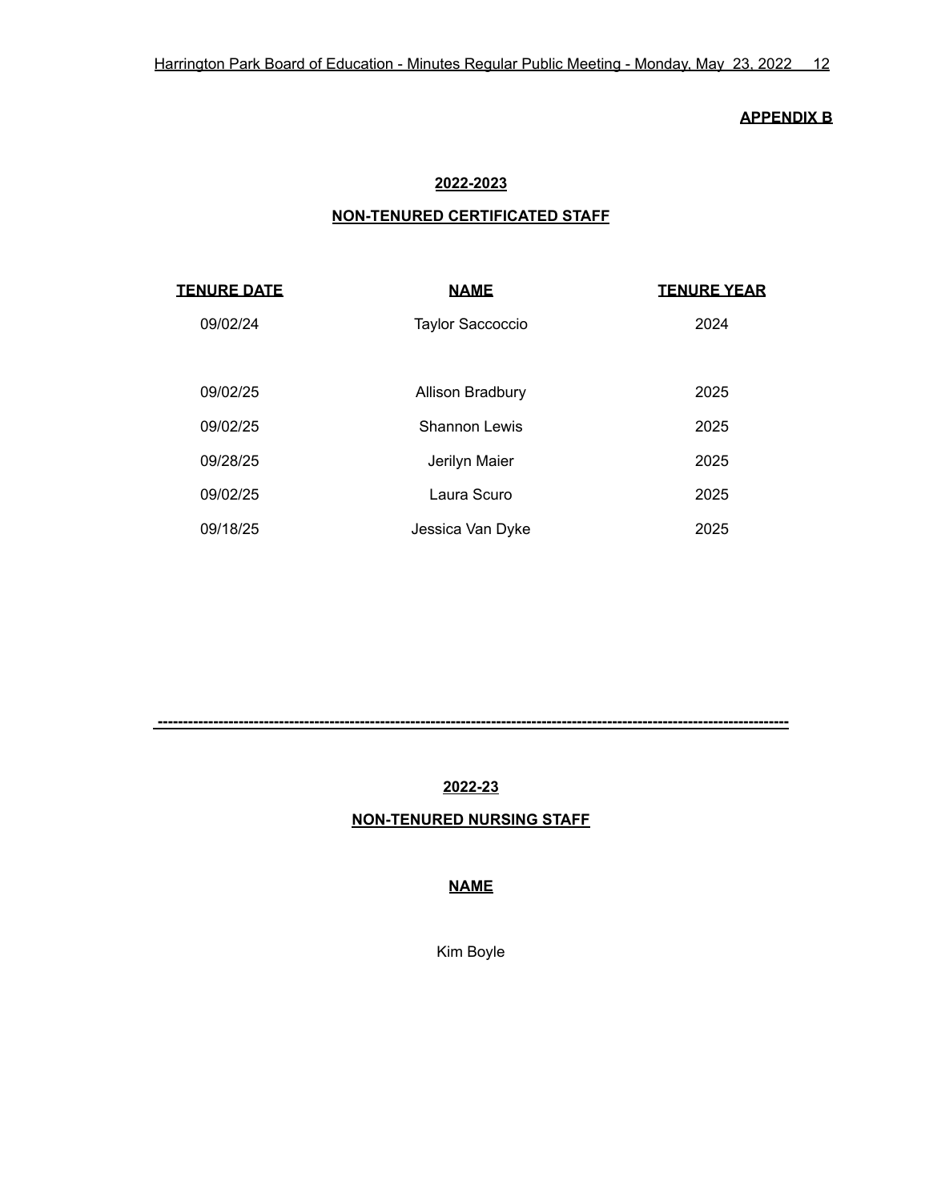**APPENDIX B**

**2022-2023**

**NON-TENURED CERTIFICATED STAFF**

| TENURE DATE | NAME | TENURE YEAR |
|---|---|---|
| 09/02/24 | Taylor Saccoccio | 2024 |
| 09/02/25 | Allison Bradbury | 2025 |
| 09/02/25 | Shannon Lewis | 2025 |
| 09/28/25 | Jerilyn Maier | 2025 |
| 09/02/25 | Laura Scuro | 2025 |
| 09/18/25 | Jessica Van Dyke | 2025 |

---

**2022-23**

**NON-TENURED NURSING STAFF**

**NAME**

Kim Boyle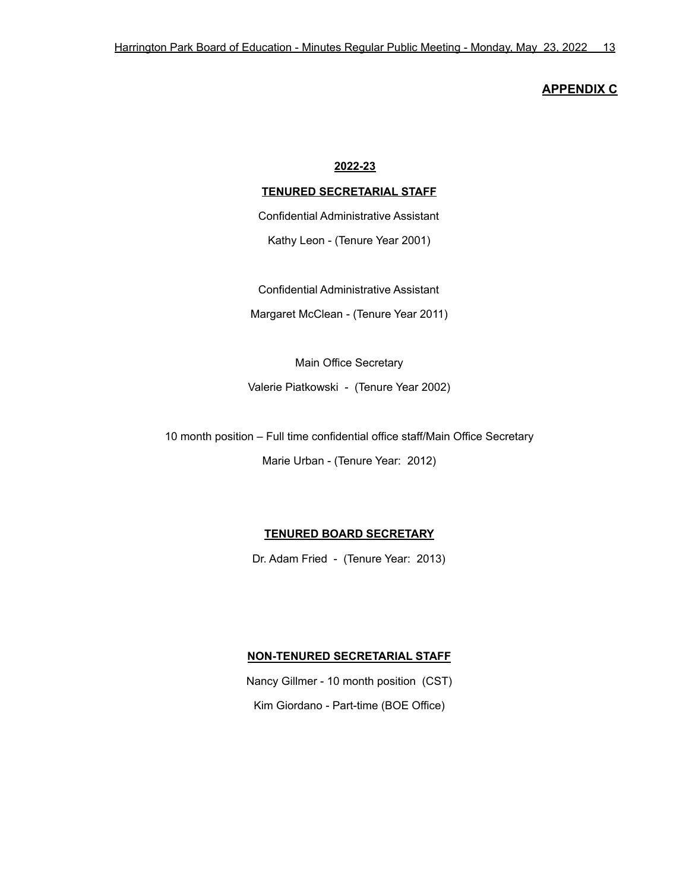**APPENDIX C**

**2022-23**

**TENURED SECRETARIAL STAFF**

Confidential Administrative Assistant

Kathy Leon - (Tenure Year 2001)

Confidential Administrative Assistant

Margaret McClean - (Tenure Year 2011)

Main Office Secretary

Valerie Piatkowski - (Tenure Year 2002)

10 month position – Full time confidential office staff/Main Office Secretary

Marie Urban - (Tenure Year: 2012)

**TENURED BOARD SECRETARY**

Dr. Adam Fried - (Tenure Year: 2013)

**NON-TENURED SECRETARIAL STAFF**

Nancy Gillmer - 10 month position (CST)

Kim Giordano - Part-time (BOE Office)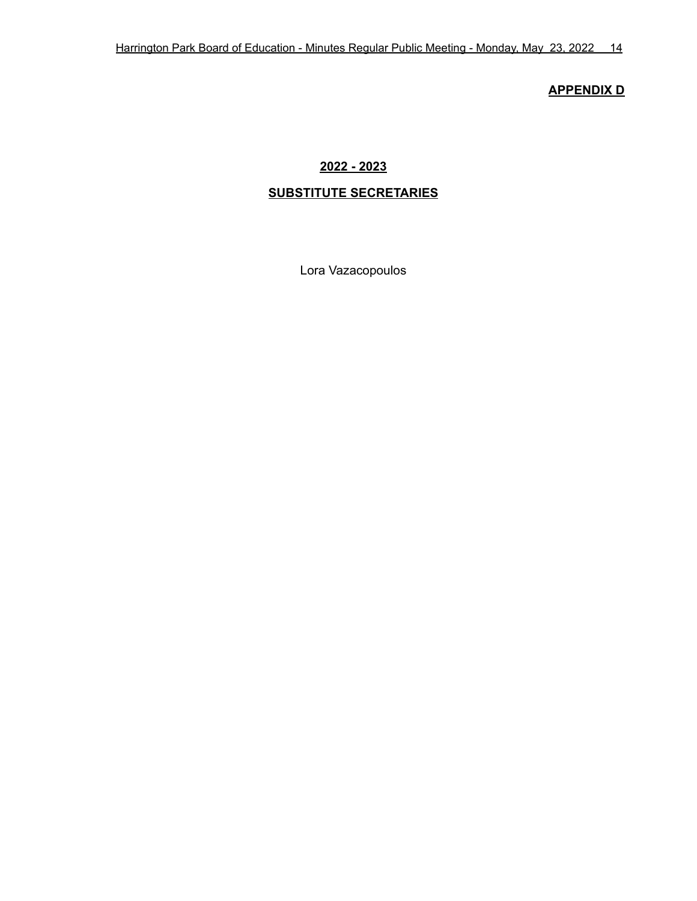**APPENDIX D**

## 2022 - 2023

## SUBSTITUTE SECRETARIES

Lora Vazacopoulos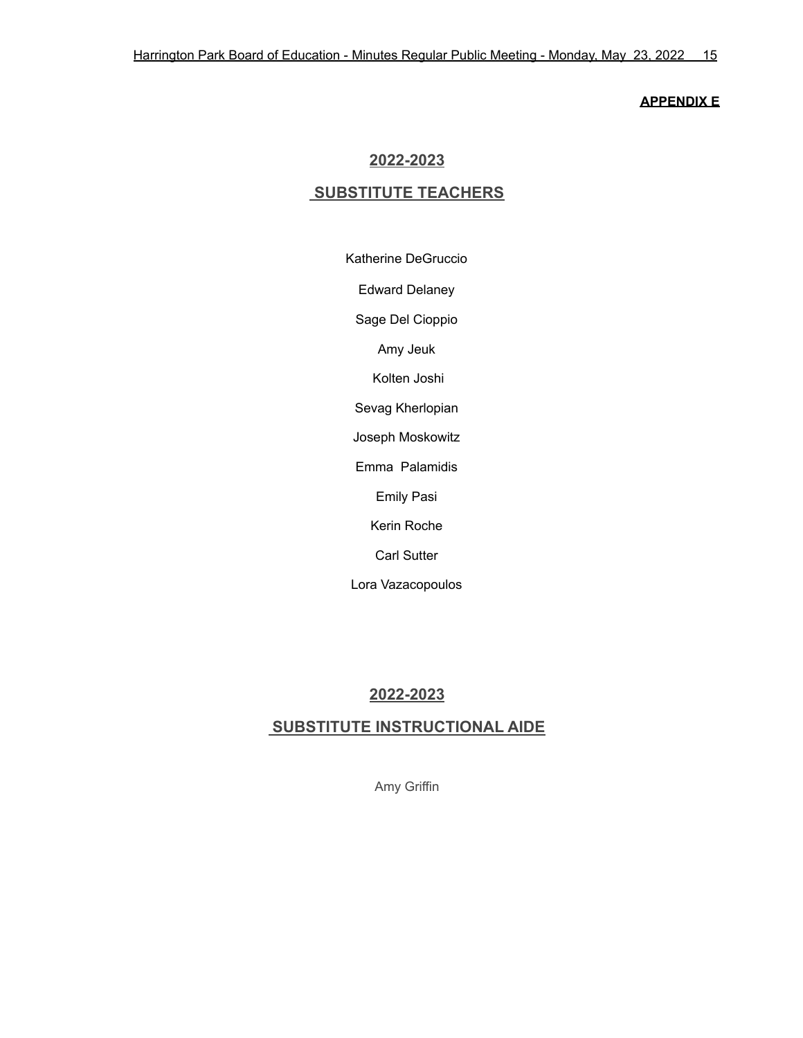**APPENDIX E**

## 2022-2023

## SUBSTITUTE TEACHERS

Katherine DeGruccio

Edward Delaney

Sage Del Cioppio

Amy Jeuk

Kolten Joshi

Sevag Kherlopian

Joseph Moskowitz

Emma Palamidis

Emily Pasi

Kerin Roche

Carl Sutter

Lora Vazacopoulos

## 2022-2023

## SUBSTITUTE INSTRUCTIONAL AIDE

Amy Griffin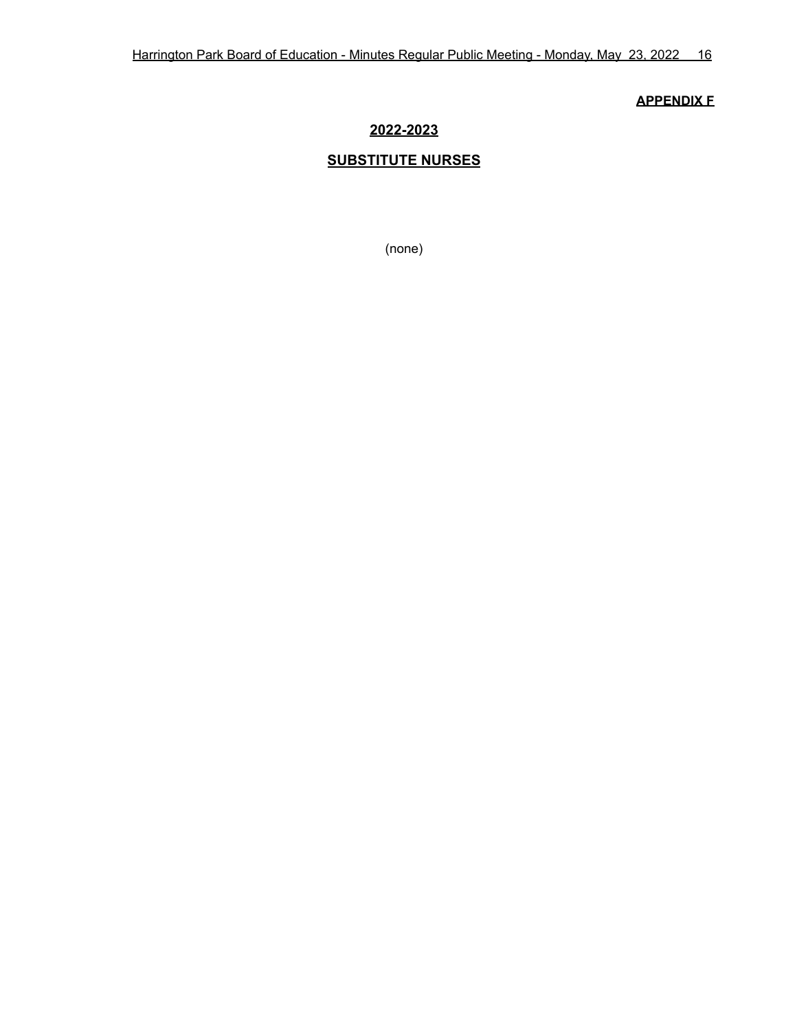**APPENDIX F**

**2022-2023**

**SUBSTITUTE NURSES**

(none)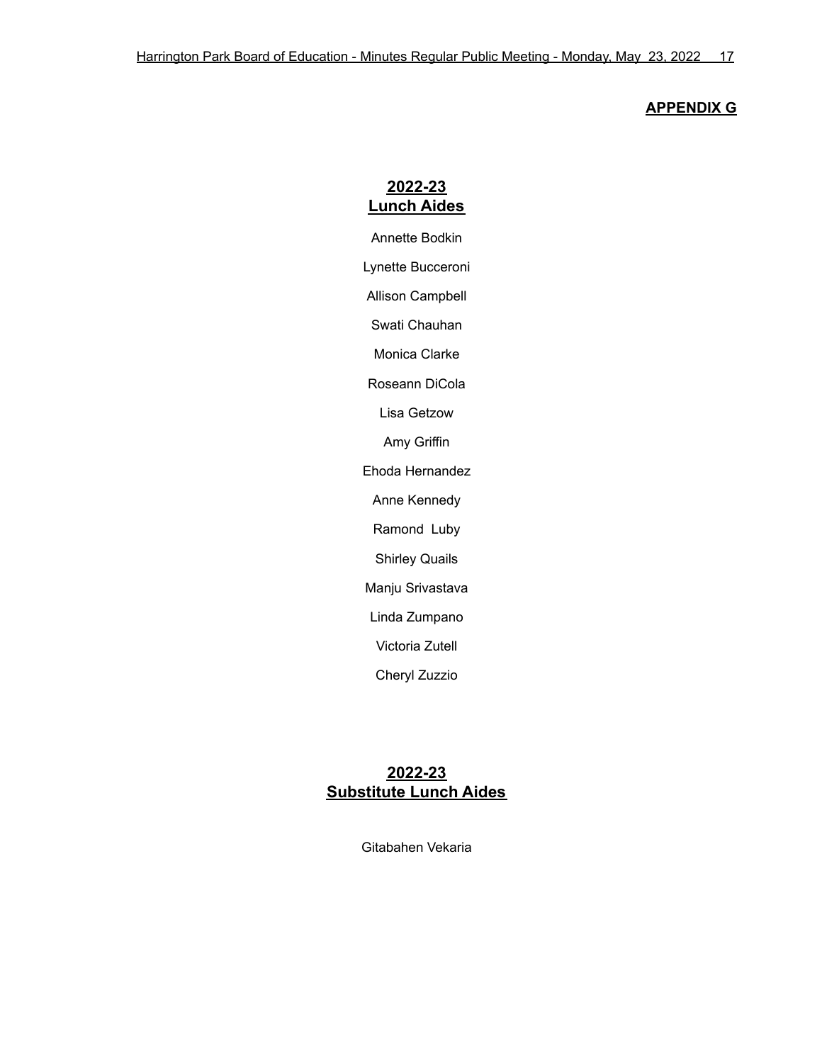**APPENDIX G**

## 2022-23
## Lunch Aides

Annette Bodkin

Lynette Bucceroni

Allison Campbell

Swati Chauhan

Monica Clarke

Roseann DiCola

Lisa Getzow

Amy Griffin

Ehoda Hernandez

Anne Kennedy

Ramond Luby

Shirley Quails

Manju Srivastava

Linda Zumpano

Victoria Zutell

Cheryl Zuzzio

## 2022-23
## Substitute Lunch Aides

Gitabahen Vekaria